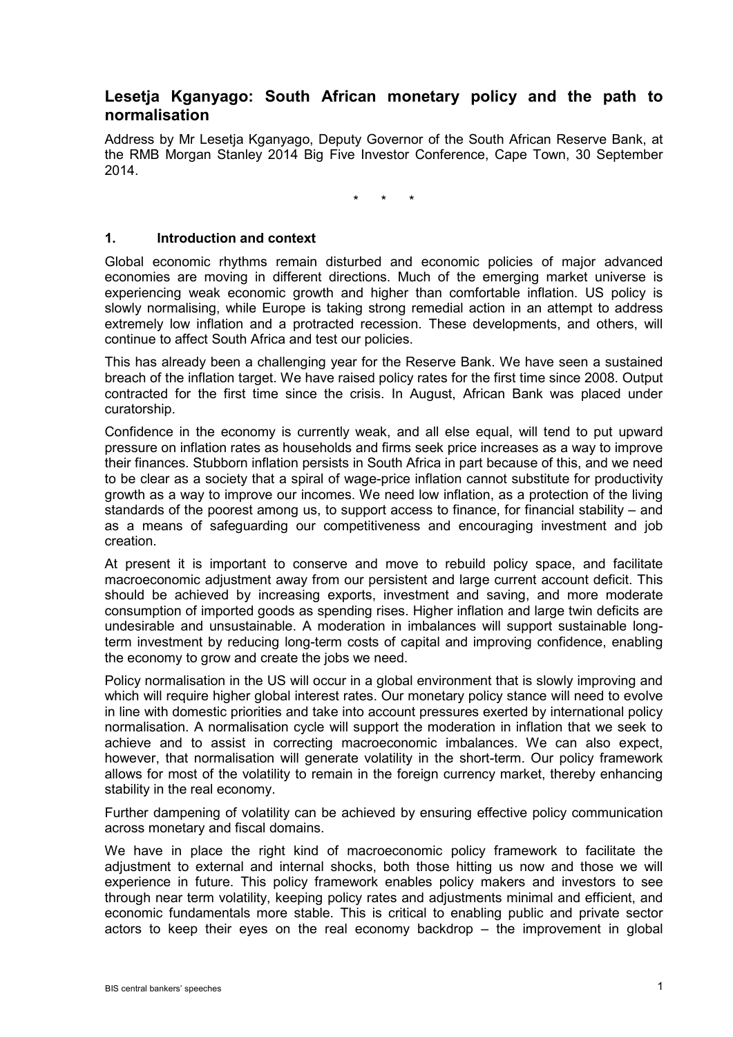## Lesetja Kganyago: South African monetary policy and the path to normalisation

Address by Mr Lesetja Kganyago, Deputy Governor of the South African Reserve Bank, at the RMB Morgan Stanley 2014 Big Five Investor Conference, Cape Town, 30 September 2014.

\* \* \*

### 1. Introduction and context

Global economic rhythms remain disturbed and economic policies of major advanced economies are moving in different directions. Much of the emerging market universe is experiencing weak economic growth and higher than comfortable inflation. US policy is slowly normalising, while Europe is taking strong remedial action in an attempt to address extremely low inflation and a protracted recession. These developments, and others, will continue to affect South Africa and test our policies.

This has already been a challenging year for the Reserve Bank. We have seen a sustained breach of the inflation target. We have raised policy rates for the first time since 2008. Output contracted for the first time since the crisis. In August, African Bank was placed under curatorship.

Confidence in the economy is currently weak, and all else equal, will tend to put upward pressure on inflation rates as households and firms seek price increases as a way to improve their finances. Stubborn inflation persists in South Africa in part because of this, and we need to be clear as a society that a spiral of wage-price inflation cannot substitute for productivity growth as a way to improve our incomes. We need low inflation, as a protection of the living standards of the poorest among us, to support access to finance, for financial stability – and as a means of safeguarding our competitiveness and encouraging investment and job creation.

At present it is important to conserve and move to rebuild policy space, and facilitate macroeconomic adjustment away from our persistent and large current account deficit. This should be achieved by increasing exports, investment and saving, and more moderate consumption of imported goods as spending rises. Higher inflation and large twin deficits are undesirable and unsustainable. A moderation in imbalances will support sustainable long-term investment by reducing long-term costs of capital and improving confidence, enabling the economy to grow and create the jobs we need.

Policy normalisation in the US will occur in a global environment that is slowly improving and which will require higher global interest rates. Our monetary policy stance will need to evolve in line with domestic priorities and take into account pressures exerted by international policy normalisation. A normalisation cycle will support the moderation in inflation that we seek to achieve and to assist in correcting macroeconomic imbalances. We can also expect, however, that normalisation will generate volatility in the short-term. Our policy framework allows for most of the volatility to remain in the foreign currency market, thereby enhancing stability in the real economy.

Further dampening of volatility can be achieved by ensuring effective policy communication across monetary and fiscal domains.

We have in place the right kind of macroeconomic policy framework to facilitate the adjustment to external and internal shocks, both those hitting us now and those we will experience in future. This policy framework enables policy makers and investors to see through near term volatility, keeping policy rates and adjustments minimal and efficient, and economic fundamentals more stable. This is critical to enabling public and private sector actors to keep their eyes on the real economy backdrop – the improvement in global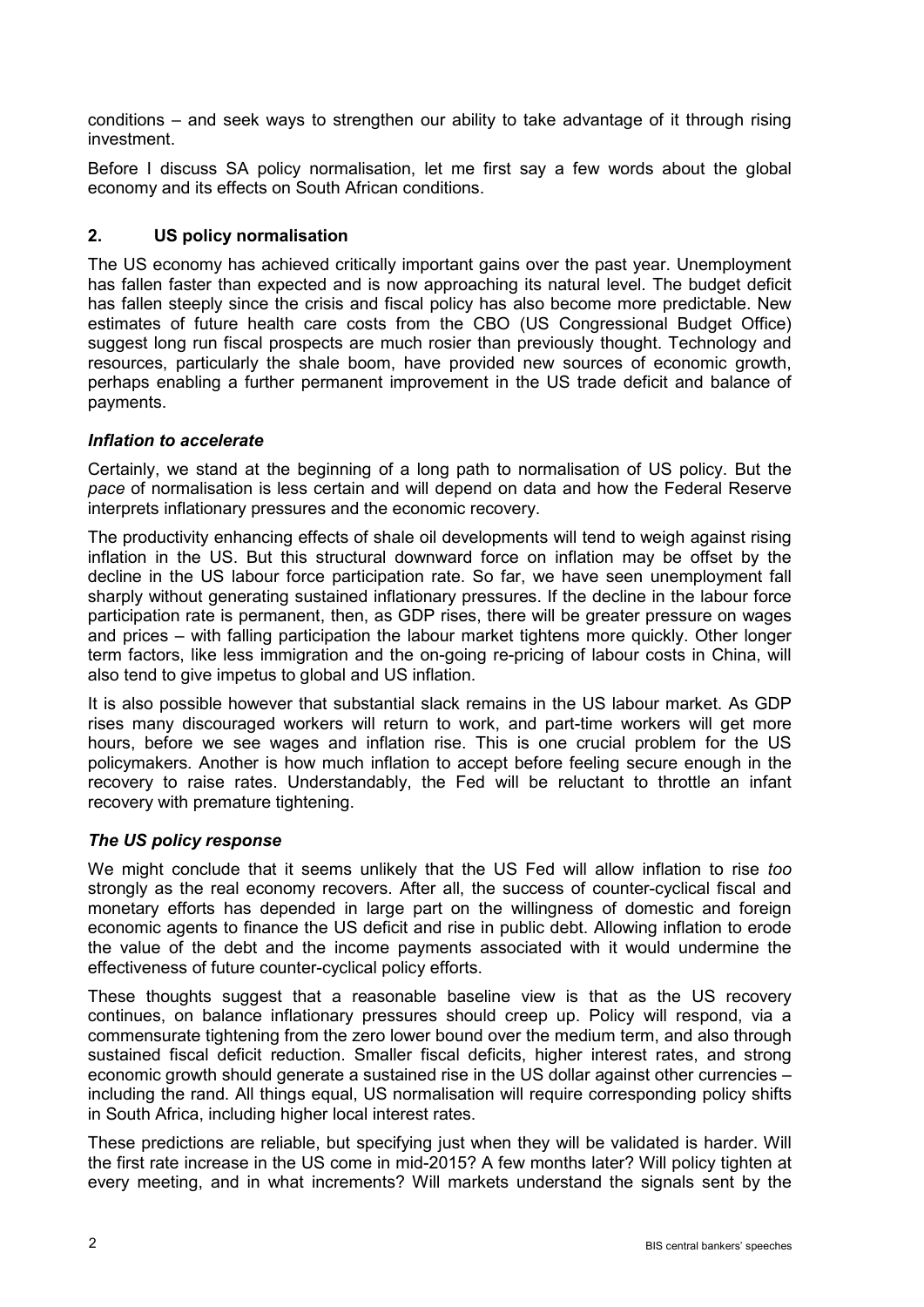conditions – and seek ways to strengthen our ability to take advantage of it through rising investment.

Before I discuss SA policy normalisation, let me first say a few words about the global economy and its effects on South African conditions.

## 2. US policy normalisation

The US economy has achieved critically important gains over the past year. Unemployment has fallen faster than expected and is now approaching its natural level. The budget deficit has fallen steeply since the crisis and fiscal policy has also become more predictable. New estimates of future health care costs from the CBO (US Congressional Budget Office) suggest long run fiscal prospects are much rosier than previously thought. Technology and resources, particularly the shale boom, have provided new sources of economic growth, perhaps enabling a further permanent improvement in the US trade deficit and balance of payments.

### *Inflation to accelerate*

Certainly, we stand at the beginning of a long path to normalisation of US policy. But the *pace* of normalisation is less certain and will depend on data and how the Federal Reserve interprets inflationary pressures and the economic recovery.

The productivity enhancing effects of shale oil developments will tend to weigh against rising inflation in the US. But this structural downward force on inflation may be offset by the decline in the US labour force participation rate. So far, we have seen unemployment fall sharply without generating sustained inflationary pressures. If the decline in the labour force participation rate is permanent, then, as GDP rises, there will be greater pressure on wages and prices – with falling participation the labour market tightens more quickly. Other longer term factors, like less immigration and the on-going re-pricing of labour costs in China, will also tend to give impetus to global and US inflation.

It is also possible however that substantial slack remains in the US labour market. As GDP rises many discouraged workers will return to work, and part-time workers will get more hours, before we see wages and inflation rise. This is one crucial problem for the US policymakers. Another is how much inflation to accept before feeling secure enough in the recovery to raise rates. Understandably, the Fed will be reluctant to throttle an infant recovery with premature tightening.

### *The US policy response*

We might conclude that it seems unlikely that the US Fed will allow inflation to rise *too* strongly as the real economy recovers. After all, the success of counter-cyclical fiscal and monetary efforts has depended in large part on the willingness of domestic and foreign economic agents to finance the US deficit and rise in public debt. Allowing inflation to erode the value of the debt and the income payments associated with it would undermine the effectiveness of future counter-cyclical policy efforts.

These thoughts suggest that a reasonable baseline view is that as the US recovery continues, on balance inflationary pressures should creep up. Policy will respond, via a commensurate tightening from the zero lower bound over the medium term, and also through sustained fiscal deficit reduction. Smaller fiscal deficits, higher interest rates, and strong economic growth should generate a sustained rise in the US dollar against other currencies – including the rand. All things equal, US normalisation will require corresponding policy shifts in South Africa, including higher local interest rates.

These predictions are reliable, but specifying just when they will be validated is harder. Will the first rate increase in the US come in mid-2015? A few months later? Will policy tighten at every meeting, and in what increments? Will markets understand the signals sent by the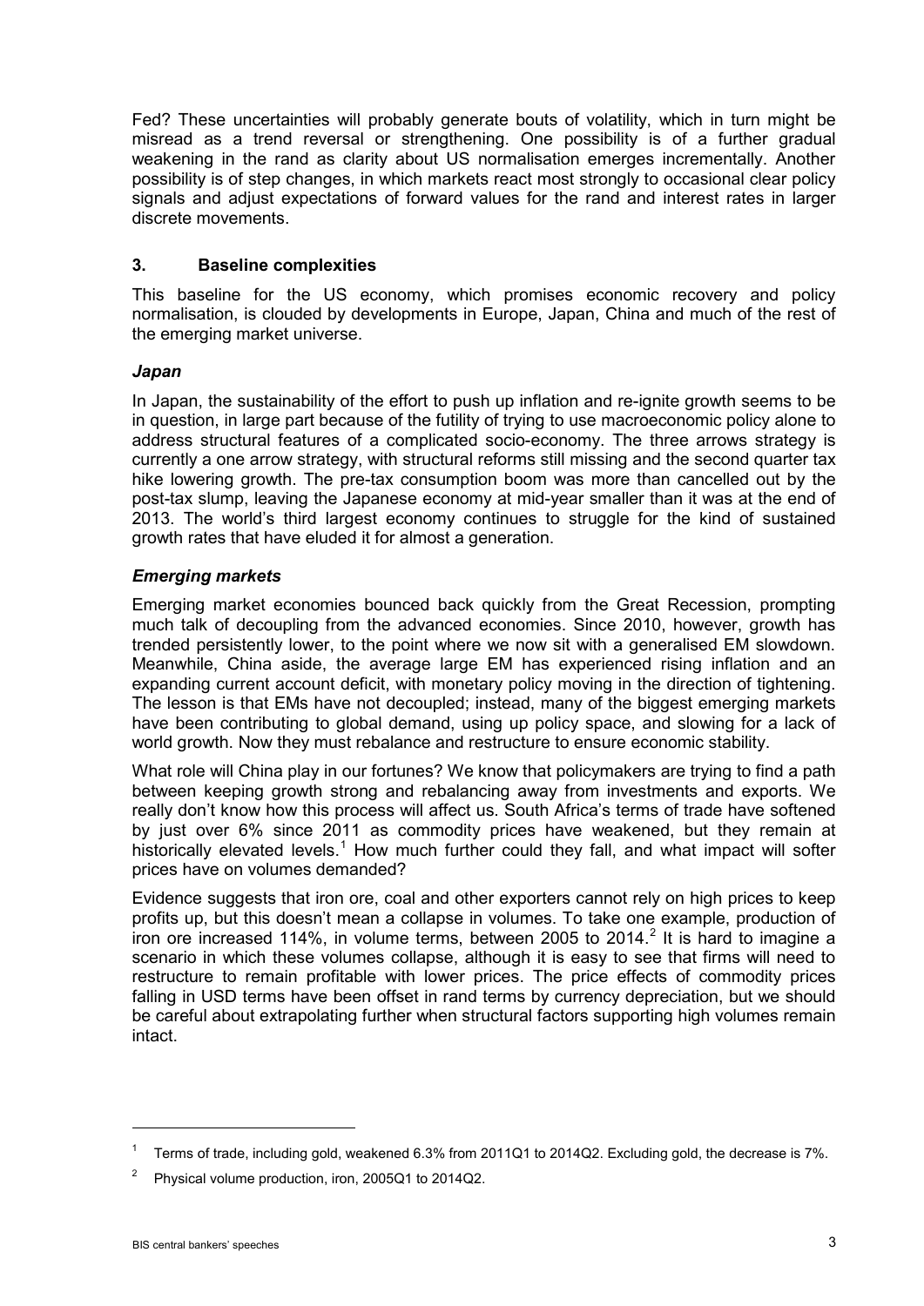Fed? These uncertainties will probably generate bouts of volatility, which in turn might be misread as a trend reversal or strengthening. One possibility is of a further gradual weakening in the rand as clarity about US normalisation emerges incrementally. Another possibility is of step changes, in which markets react most strongly to occasional clear policy signals and adjust expectations of forward values for the rand and interest rates in larger discrete movements.

## 3. Baseline complexities

This baseline for the US economy, which promises economic recovery and policy normalisation, is clouded by developments in Europe, Japan, China and much of the rest of the emerging market universe.

### *Japan*

In Japan, the sustainability of the effort to push up inflation and re-ignite growth seems to be in question, in large part because of the futility of trying to use macroeconomic policy alone to address structural features of a complicated socio-economy. The three arrows strategy is currently a one arrow strategy, with structural reforms still missing and the second quarter tax hike lowering growth. The pre-tax consumption boom was more than cancelled out by the post-tax slump, leaving the Japanese economy at mid-year smaller than it was at the end of 2013. The world's third largest economy continues to struggle for the kind of sustained growth rates that have eluded it for almost a generation.

### *Emerging markets*

Emerging market economies bounced back quickly from the Great Recession, prompting much talk of decoupling from the advanced economies. Since 2010, however, growth has trended persistently lower, to the point where we now sit with a generalised EM slowdown. Meanwhile, China aside, the average large EM has experienced rising inflation and an expanding current account deficit, with monetary policy moving in the direction of tightening. The lesson is that EMs have not decoupled; instead, many of the biggest emerging markets have been contributing to global demand, using up policy space, and slowing for a lack of world growth. Now they must rebalance and restructure to ensure economic stability.

What role will China play in our fortunes? We know that policymakers are trying to find a path between keeping growth strong and rebalancing away from investments and exports. We really don't know how this process will affect us. South Africa's terms of trade have softened by just over 6% since 2011 as commodity prices have weakened, but they remain at historically elevated levels.[1] How much further could they fall, and what impact will softer prices have on volumes demanded?

Evidence suggests that iron ore, coal and other exporters cannot rely on high prices to keep profits up, but this doesn't mean a collapse in volumes. To take one example, production of iron ore increased 114%, in volume terms, between 2005 to 2014.[2] It is hard to imagine a scenario in which these volumes collapse, although it is easy to see that firms will need to restructure to remain profitable with lower prices. The price effects of commodity prices falling in USD terms have been offset in rand terms by currency depreciation, but we should be careful about extrapolating further when structural factors supporting high volumes remain intact.

[1] Terms of trade, including gold, weakened 6.3% from 2011Q1 to 2014Q2. Excluding gold, the decrease is 7%.

[2] Physical volume production, iron, 2005Q1 to 2014Q2.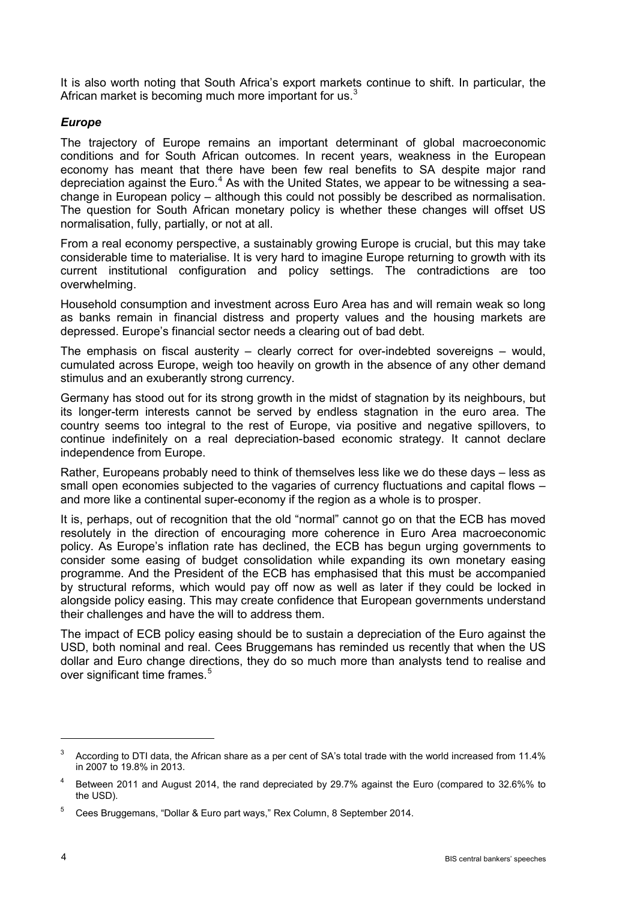It is also worth noting that South Africa's export markets continue to shift. In particular, the African market is becoming much more important for us.[3]

### *Europe*

The trajectory of Europe remains an important determinant of global macroeconomic conditions and for South African outcomes. In recent years, weakness in the European economy has meant that there have been few real benefits to SA despite major rand depreciation against the Euro.[4] As with the United States, we appear to be witnessing a sea-change in European policy – although this could not possibly be described as normalisation. The question for South African monetary policy is whether these changes will offset US normalisation, fully, partially, or not at all.

From a real economy perspective, a sustainably growing Europe is crucial, but this may take considerable time to materialise. It is very hard to imagine Europe returning to growth with its current institutional configuration and policy settings. The contradictions are too overwhelming.

Household consumption and investment across Euro Area has and will remain weak so long as banks remain in financial distress and property values and the housing markets are depressed. Europe's financial sector needs a clearing out of bad debt.

The emphasis on fiscal austerity – clearly correct for over-indebted sovereigns – would, cumulated across Europe, weigh too heavily on growth in the absence of any other demand stimulus and an exuberantly strong currency.

Germany has stood out for its strong growth in the midst of stagnation by its neighbours, but its longer-term interests cannot be served by endless stagnation in the euro area. The country seems too integral to the rest of Europe, via positive and negative spillovers, to continue indefinitely on a real depreciation-based economic strategy. It cannot declare independence from Europe.

Rather, Europeans probably need to think of themselves less like we do these days – less as small open economies subjected to the vagaries of currency fluctuations and capital flows – and more like a continental super-economy if the region as a whole is to prosper.

It is, perhaps, out of recognition that the old "normal" cannot go on that the ECB has moved resolutely in the direction of encouraging more coherence in Euro Area macroeconomic policy. As Europe's inflation rate has declined, the ECB has begun urging governments to consider some easing of budget consolidation while expanding its own monetary easing programme. And the President of the ECB has emphasised that this must be accompanied by structural reforms, which would pay off now as well as later if they could be locked in alongside policy easing. This may create confidence that European governments understand their challenges and have the will to address them.

The impact of ECB policy easing should be to sustain a depreciation of the Euro against the USD, both nominal and real. Cees Bruggemans has reminded us recently that when the US dollar and Euro change directions, they do so much more than analysts tend to realise and over significant time frames.[5]

---

[3] According to DTI data, the African share as a per cent of SA's total trade with the world increased from 11.4% in 2007 to 19.8% in 2013.

[4] Between 2011 and August 2014, the rand depreciated by 29.7% against the Euro (compared to 32.6%% to the USD).

[5] Cees Bruggemans, "Dollar & Euro part ways," Rex Column, 8 September 2014.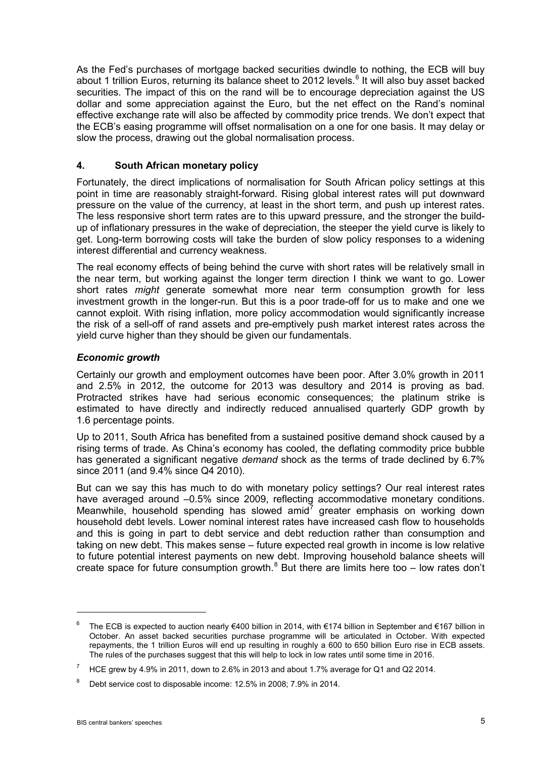As the Fed's purchases of mortgage backed securities dwindle to nothing, the ECB will buy about 1 trillion Euros, returning its balance sheet to 2012 levels.[6] It will also buy asset backed securities. The impact of this on the rand will be to encourage depreciation against the US dollar and some appreciation against the Euro, but the net effect on the Rand's nominal effective exchange rate will also be affected by commodity price trends. We don't expect that the ECB's easing programme will offset normalisation on a one for one basis. It may delay or slow the process, drawing out the global normalisation process.

## 4. South African monetary policy

Fortunately, the direct implications of normalisation for South African policy settings at this point in time are reasonably straight-forward. Rising global interest rates will put downward pressure on the value of the currency, at least in the short term, and push up interest rates. The less responsive short term rates are to this upward pressure, and the stronger the build-up of inflationary pressures in the wake of depreciation, the steeper the yield curve is likely to get. Long-term borrowing costs will take the burden of slow policy responses to a widening interest differential and currency weakness.

The real economy effects of being behind the curve with short rates will be relatively small in the near term, but working against the longer term direction I think we want to go. Lower short rates *might* generate somewhat more near term consumption growth for less investment growth in the longer-run. But this is a poor trade-off for us to make and one we cannot exploit. With rising inflation, more policy accommodation would significantly increase the risk of a sell-off of rand assets and pre-emptively push market interest rates across the yield curve higher than they should be given our fundamentals.

### *Economic growth*

Certainly our growth and employment outcomes have been poor. After 3.0% growth in 2011 and 2.5% in 2012, the outcome for 2013 was desultory and 2014 is proving as bad. Protracted strikes have had serious economic consequences; the platinum strike is estimated to have directly and indirectly reduced annualised quarterly GDP growth by 1.6 percentage points.

Up to 2011, South Africa has benefited from a sustained positive demand shock caused by a rising terms of trade. As China's economy has cooled, the deflating commodity price bubble has generated a significant negative *demand* shock as the terms of trade declined by 6.7% since 2011 (and 9.4% since Q4 2010).

But can we say this has much to do with monetary policy settings? Our real interest rates have averaged around –0.5% since 2009, reflecting accommodative monetary conditions. Meanwhile, household spending has slowed amid[7] greater emphasis on working down household debt levels. Lower nominal interest rates have increased cash flow to households and this is going in part to debt service and debt reduction rather than consumption and taking on new debt. This makes sense – future expected real growth in income is low relative to future potential interest payments on new debt. Improving household balance sheets will create space for future consumption growth.[8] But there are limits here too – low rates don't

---

[6] The ECB is expected to auction nearly €400 billion in 2014, with €174 billion in September and €167 billion in October. An asset backed securities purchase programme will be articulated in October. With expected repayments, the 1 trillion Euros will end up resulting in roughly a 600 to 650 billion Euro rise in ECB assets. The rules of the purchases suggest that this will help to lock in low rates until some time in 2016.

[7] HCE grew by 4.9% in 2011, down to 2.6% in 2013 and about 1.7% average for Q1 and Q2 2014.

[8] Debt service cost to disposable income: 12.5% in 2008; 7.9% in 2014.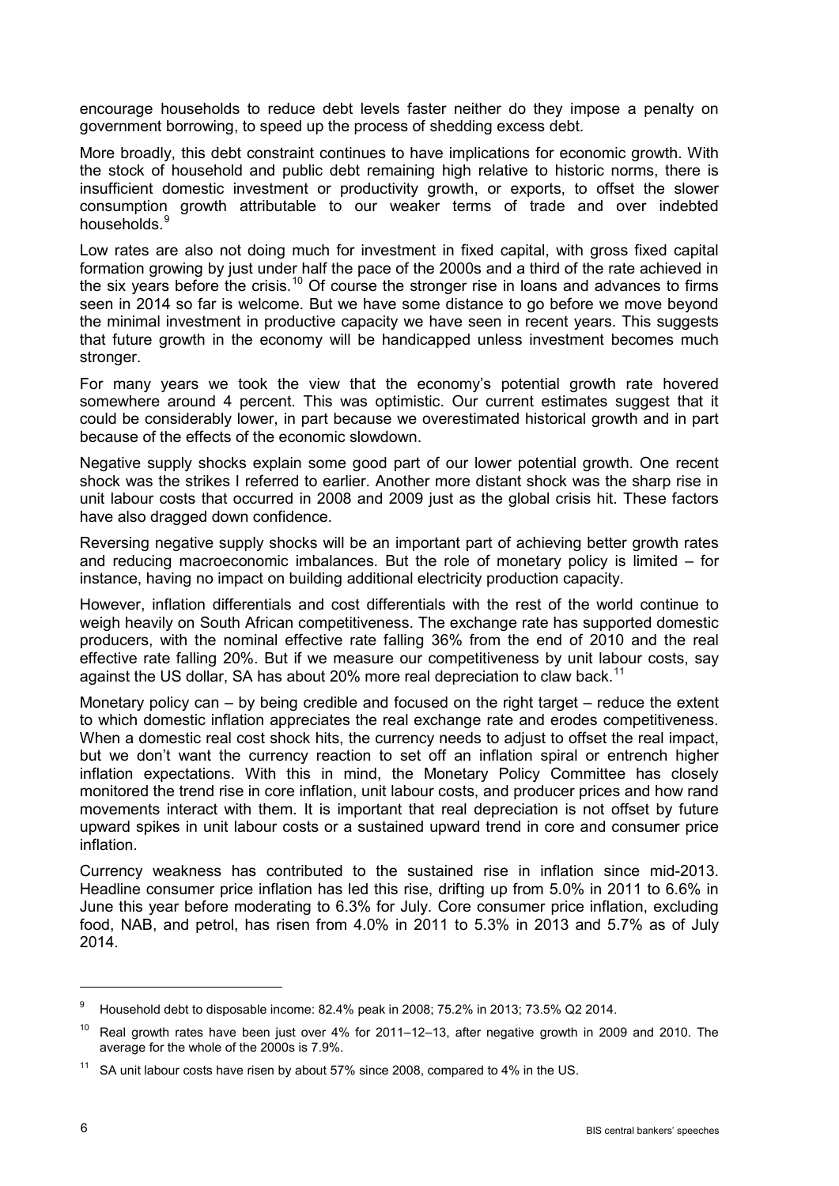encourage households to reduce debt levels faster neither do they impose a penalty on government borrowing, to speed up the process of shedding excess debt.

More broadly, this debt constraint continues to have implications for economic growth. With the stock of household and public debt remaining high relative to historic norms, there is insufficient domestic investment or productivity growth, or exports, to offset the slower consumption growth attributable to our weaker terms of trade and over indebted households.[9]

Low rates are also not doing much for investment in fixed capital, with gross fixed capital formation growing by just under half the pace of the 2000s and a third of the rate achieved in the six years before the crisis.[10] Of course the stronger rise in loans and advances to firms seen in 2014 so far is welcome. But we have some distance to go before we move beyond the minimal investment in productive capacity we have seen in recent years. This suggests that future growth in the economy will be handicapped unless investment becomes much stronger.

For many years we took the view that the economy's potential growth rate hovered somewhere around 4 percent. This was optimistic. Our current estimates suggest that it could be considerably lower, in part because we overestimated historical growth and in part because of the effects of the economic slowdown.

Negative supply shocks explain some good part of our lower potential growth. One recent shock was the strikes I referred to earlier. Another more distant shock was the sharp rise in unit labour costs that occurred in 2008 and 2009 just as the global crisis hit. These factors have also dragged down confidence.

Reversing negative supply shocks will be an important part of achieving better growth rates and reducing macroeconomic imbalances. But the role of monetary policy is limited – for instance, having no impact on building additional electricity production capacity.

However, inflation differentials and cost differentials with the rest of the world continue to weigh heavily on South African competitiveness. The exchange rate has supported domestic producers, with the nominal effective rate falling 36% from the end of 2010 and the real effective rate falling 20%. But if we measure our competitiveness by unit labour costs, say against the US dollar, SA has about 20% more real depreciation to claw back.[11]

Monetary policy can – by being credible and focused on the right target – reduce the extent to which domestic inflation appreciates the real exchange rate and erodes competitiveness. When a domestic real cost shock hits, the currency needs to adjust to offset the real impact, but we don't want the currency reaction to set off an inflation spiral or entrench higher inflation expectations. With this in mind, the Monetary Policy Committee has closely monitored the trend rise in core inflation, unit labour costs, and producer prices and how rand movements interact with them. It is important that real depreciation is not offset by future upward spikes in unit labour costs or a sustained upward trend in core and consumer price inflation.

Currency weakness has contributed to the sustained rise in inflation since mid-2013. Headline consumer price inflation has led this rise, drifting up from 5.0% in 2011 to 6.6% in June this year before moderating to 6.3% for July. Core consumer price inflation, excluding food, NAB, and petrol, has risen from 4.0% in 2011 to 5.3% in 2013 and 5.7% as of July 2014.

---

[9] Household debt to disposable income: 82.4% peak in 2008; 75.2% in 2013; 73.5% Q2 2014.

[10] Real growth rates have been just over 4% for 2011–12–13, after negative growth in 2009 and 2010. The average for the whole of the 2000s is 7.9%.

[11] SA unit labour costs have risen by about 57% since 2008, compared to 4% in the US.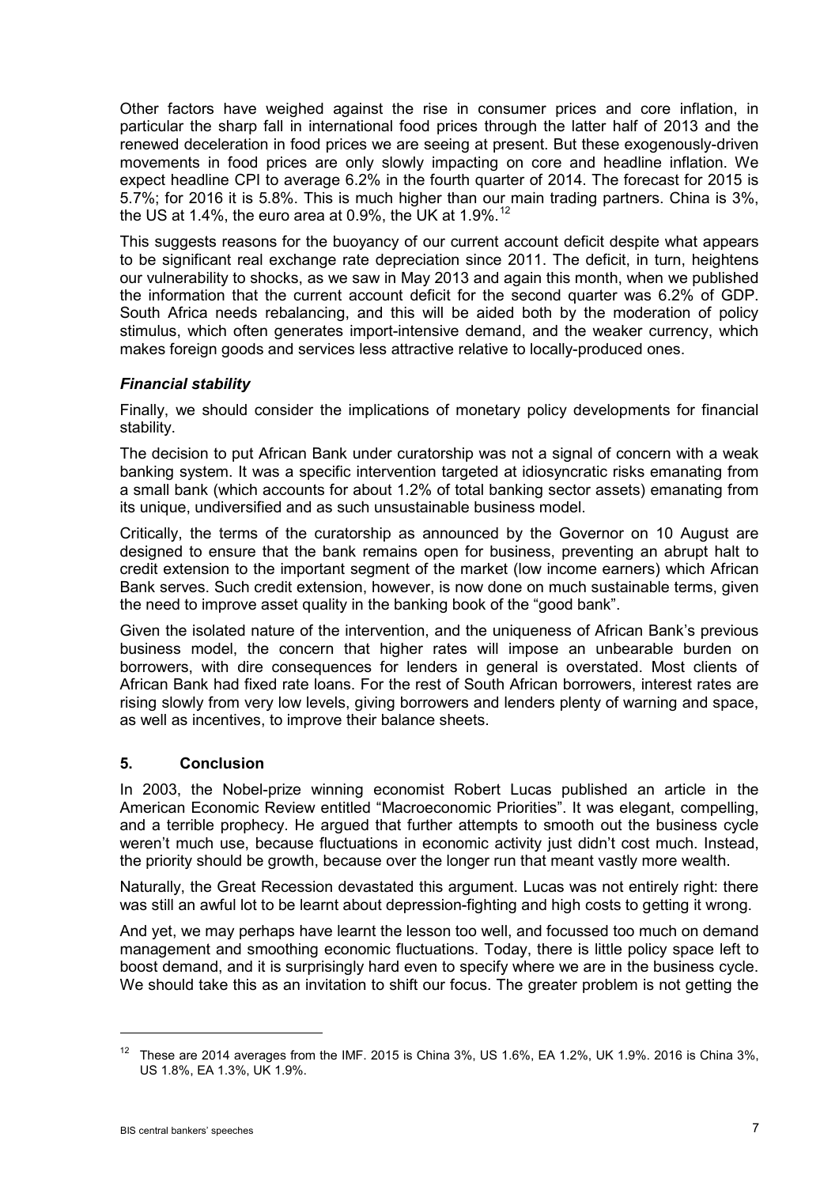Other factors have weighed against the rise in consumer prices and core inflation, in particular the sharp fall in international food prices through the latter half of 2013 and the renewed deceleration in food prices we are seeing at present. But these exogenously-driven movements in food prices are only slowly impacting on core and headline inflation. We expect headline CPI to average 6.2% in the fourth quarter of 2014. The forecast for 2015 is 5.7%; for 2016 it is 5.8%. This is much higher than our main trading partners. China is 3%, the US at 1.4%, the euro area at 0.9%, the UK at 1.9%.[12]

This suggests reasons for the buoyancy of our current account deficit despite what appears to be significant real exchange rate depreciation since 2011. The deficit, in turn, heightens our vulnerability to shocks, as we saw in May 2013 and again this month, when we published the information that the current account deficit for the second quarter was 6.2% of GDP. South Africa needs rebalancing, and this will be aided both by the moderation of policy stimulus, which often generates import-intensive demand, and the weaker currency, which makes foreign goods and services less attractive relative to locally-produced ones.

### *Financial stability*

Finally, we should consider the implications of monetary policy developments for financial stability.

The decision to put African Bank under curatorship was not a signal of concern with a weak banking system. It was a specific intervention targeted at idiosyncratic risks emanating from a small bank (which accounts for about 1.2% of total banking sector assets) emanating from its unique, undiversified and as such unsustainable business model.

Critically, the terms of the curatorship as announced by the Governor on 10 August are designed to ensure that the bank remains open for business, preventing an abrupt halt to credit extension to the important segment of the market (low income earners) which African Bank serves. Such credit extension, however, is now done on much sustainable terms, given the need to improve asset quality in the banking book of the "good bank".

Given the isolated nature of the intervention, and the uniqueness of African Bank's previous business model, the concern that higher rates will impose an unbearable burden on borrowers, with dire consequences for lenders in general is overstated. Most clients of African Bank had fixed rate loans. For the rest of South African borrowers, interest rates are rising slowly from very low levels, giving borrowers and lenders plenty of warning and space, as well as incentives, to improve their balance sheets.

## 5. Conclusion

In 2003, the Nobel-prize winning economist Robert Lucas published an article in the American Economic Review entitled "Macroeconomic Priorities". It was elegant, compelling, and a terrible prophecy. He argued that further attempts to smooth out the business cycle weren't much use, because fluctuations in economic activity just didn't cost much. Instead, the priority should be growth, because over the longer run that meant vastly more wealth.

Naturally, the Great Recession devastated this argument. Lucas was not entirely right: there was still an awful lot to be learnt about depression-fighting and high costs to getting it wrong.

And yet, we may perhaps have learnt the lesson too well, and focussed too much on demand management and smoothing economic fluctuations. Today, there is little policy space left to boost demand, and it is surprisingly hard even to specify where we are in the business cycle. We should take this as an invitation to shift our focus. The greater problem is not getting the

---

[12] These are 2014 averages from the IMF. 2015 is China 3%, US 1.6%, EA 1.2%, UK 1.9%. 2016 is China 3%, US 1.8%, EA 1.3%, UK 1.9%.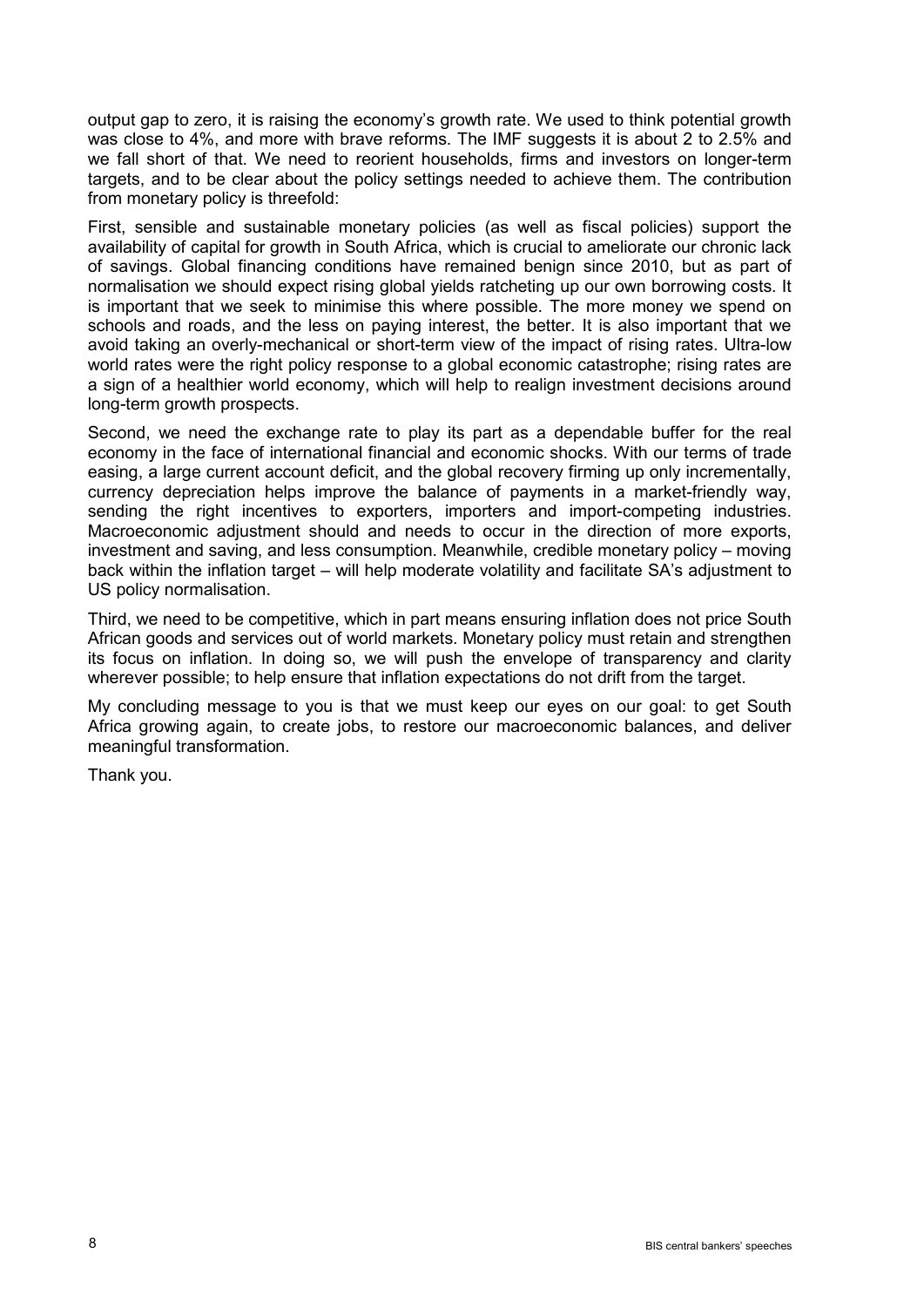output gap to zero, it is raising the economy's growth rate. We used to think potential growth was close to 4%, and more with brave reforms. The IMF suggests it is about 2 to 2.5% and we fall short of that. We need to reorient households, firms and investors on longer-term targets, and to be clear about the policy settings needed to achieve them. The contribution from monetary policy is threefold:

First, sensible and sustainable monetary policies (as well as fiscal policies) support the availability of capital for growth in South Africa, which is crucial to ameliorate our chronic lack of savings. Global financing conditions have remained benign since 2010, but as part of normalisation we should expect rising global yields ratcheting up our own borrowing costs. It is important that we seek to minimise this where possible. The more money we spend on schools and roads, and the less on paying interest, the better. It is also important that we avoid taking an overly-mechanical or short-term view of the impact of rising rates. Ultra-low world rates were the right policy response to a global economic catastrophe; rising rates are a sign of a healthier world economy, which will help to realign investment decisions around long-term growth prospects.

Second, we need the exchange rate to play its part as a dependable buffer for the real economy in the face of international financial and economic shocks. With our terms of trade easing, a large current account deficit, and the global recovery firming up only incrementally, currency depreciation helps improve the balance of payments in a market-friendly way, sending the right incentives to exporters, importers and import-competing industries. Macroeconomic adjustment should and needs to occur in the direction of more exports, investment and saving, and less consumption. Meanwhile, credible monetary policy – moving back within the inflation target – will help moderate volatility and facilitate SA's adjustment to US policy normalisation.

Third, we need to be competitive, which in part means ensuring inflation does not price South African goods and services out of world markets. Monetary policy must retain and strengthen its focus on inflation. In doing so, we will push the envelope of transparency and clarity wherever possible; to help ensure that inflation expectations do not drift from the target.

My concluding message to you is that we must keep our eyes on our goal: to get South Africa growing again, to create jobs, to restore our macroeconomic balances, and deliver meaningful transformation.

Thank you.